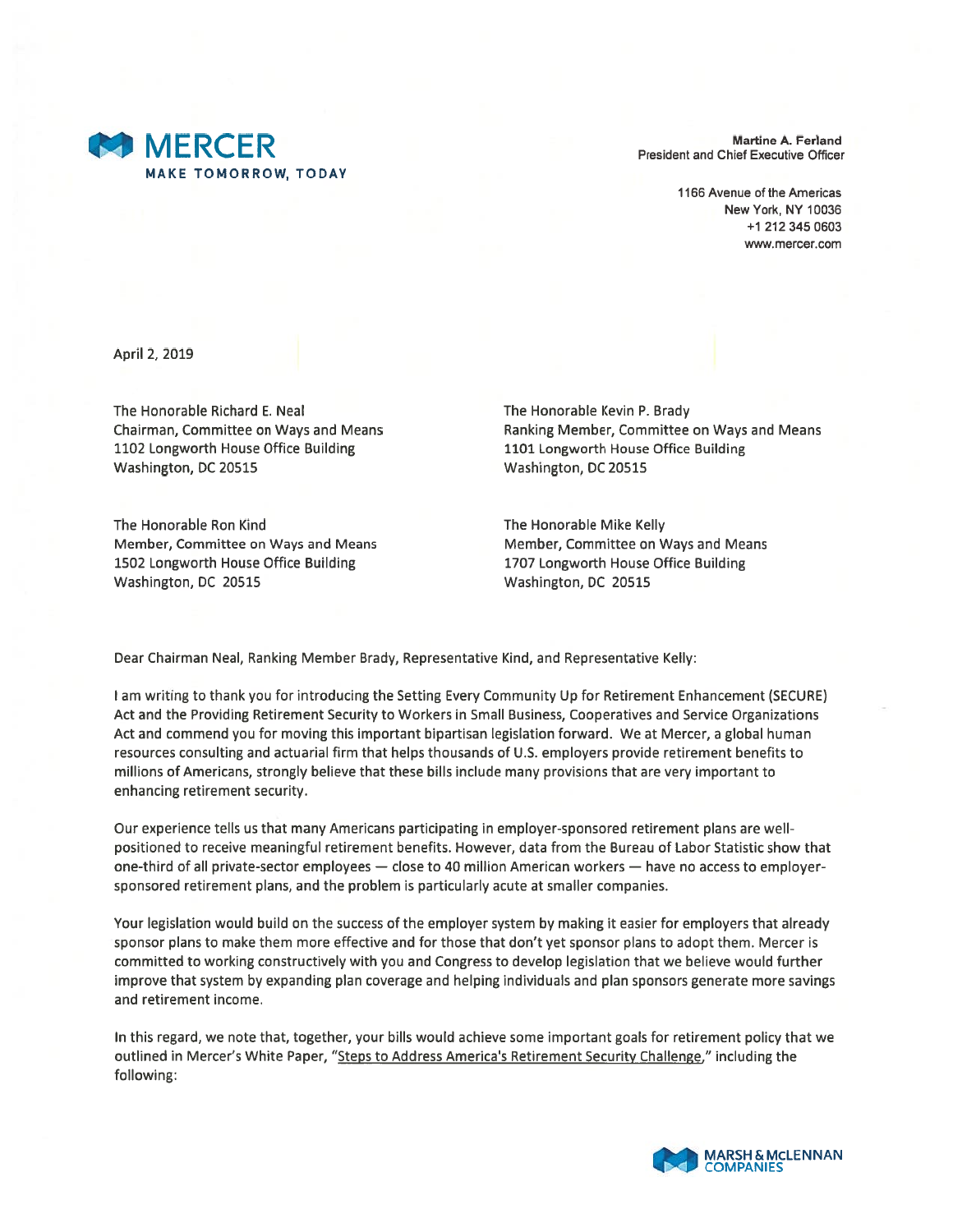**MERCER**
MAKE TOMORROW, TODAY

**Martine A. Ferland**
President and Chief Executive Officer

1166 Avenue of the Americas
New York, NY 10036
+1 212 345 0603
www.mercer.com

April 2, 2019

The Honorable Richard E. Neal
Chairman, Committee on Ways and Means
1102 Longworth House Office Building
Washington, DC 20515

The Honorable Kevin P. Brady
Ranking Member, Committee on Ways and Means
1101 Longworth House Office Building
Washington, DC 20515

The Honorable Ron Kind
Member, Committee on Ways and Means
1502 Longworth House Office Building
Washington, DC 20515

The Honorable Mike Kelly
Member, Committee on Ways and Means
1707 Longworth House Office Building
Washington, DC 20515

Dear Chairman Neal, Ranking Member Brady, Representative Kind, and Representative Kelly:

I am writing to thank you for introducing the Setting Every Community Up for Retirement Enhancement (SECURE) Act and the Providing Retirement Security to Workers in Small Business, Cooperatives and Service Organizations Act and commend you for moving this important bipartisan legislation forward. We at Mercer, a global human resources consulting and actuarial firm that helps thousands of U.S. employers provide retirement benefits to millions of Americans, strongly believe that these bills include many provisions that are very important to enhancing retirement security.

Our experience tells us that many Americans participating in employer-sponsored retirement plans are well-positioned to receive meaningful retirement benefits. However, data from the Bureau of Labor Statistic show that one-third of all private-sector employees — close to 40 million American workers — have no access to employer-sponsored retirement plans, and the problem is particularly acute at smaller companies.

Your legislation would build on the success of the employer system by making it easier for employers that already sponsor plans to make them more effective and for those that don't yet sponsor plans to adopt them. Mercer is committed to working constructively with you and Congress to develop legislation that we believe would further improve that system by expanding plan coverage and helping individuals and plan sponsors generate more savings and retirement income.

In this regard, we note that, together, your bills would achieve some important goals for retirement policy that we outlined in Mercer's White Paper, "Steps to Address America's Retirement Security Challenge," including the following:

MARSH & McLENNAN COMPANIES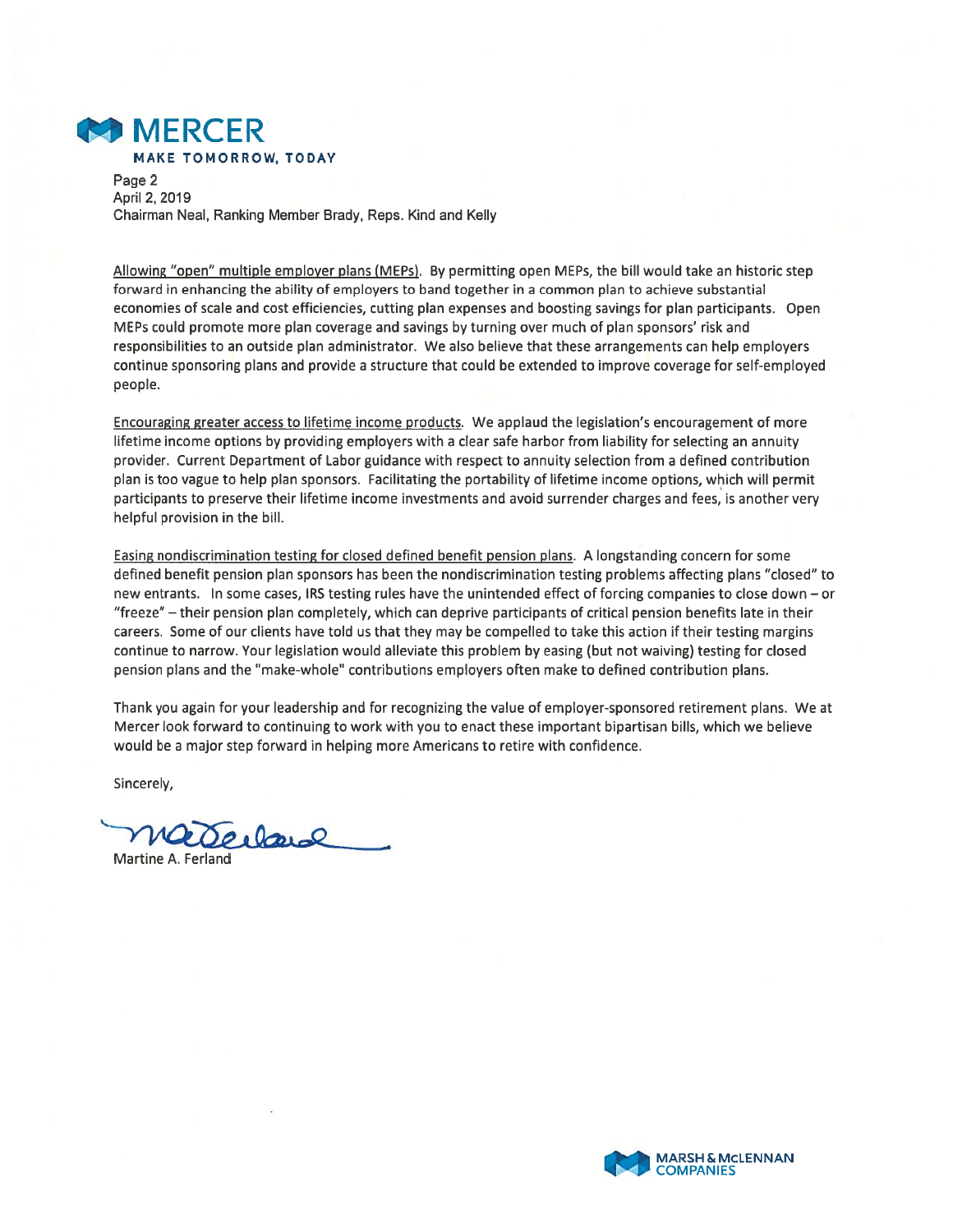Allowing "open" multiple employer plans (MEPs). By permitting open MEPs, the bill would take an historic step forward in enhancing the ability of employers to band together in a common plan to achieve substantial economies of scale and cost efficiencies, cutting plan expenses and boosting savings for plan participants. Open MEPs could promote more plan coverage and savings by turning over much of plan sponsors' risk and responsibilities to an outside plan administrator. We also believe that these arrangements can help employers continue sponsoring plans and provide a structure that could be extended to improve coverage for self-employed people.

Encouraging greater access to lifetime income products. We applaud the legislation's encouragement of more lifetime income options by providing employers with a clear safe harbor from liability for selecting an annuity provider. Current Department of Labor guidance with respect to annuity selection from a defined contribution plan is too vague to help plan sponsors. Facilitating the portability of lifetime income options, which will permit participants to preserve their lifetime income investments and avoid surrender charges and fees, is another very helpful provision in the bill.

Easing nondiscrimination testing for closed defined benefit pension plans. A longstanding concern for some defined benefit pension plan sponsors has been the nondiscrimination testing problems affecting plans "closed" to new entrants. In some cases, IRS testing rules have the unintended effect of forcing companies to close down – or "freeze" – their pension plan completely, which can deprive participants of critical pension benefits late in their careers. Some of our clients have told us that they may be compelled to take this action if their testing margins continue to narrow. Your legislation would alleviate this problem by easing (but not waiving) testing for closed pension plans and the "make-whole" contributions employers often make to defined contribution plans.

Thank you again for your leadership and for recognizing the value of employer-sponsored retirement plans. We at Mercer look forward to continuing to work with you to enact these important bipartisan bills, which we believe would be a major step forward in helping more Americans to retire with confidence.

Sincerely,

Martine A. Ferland